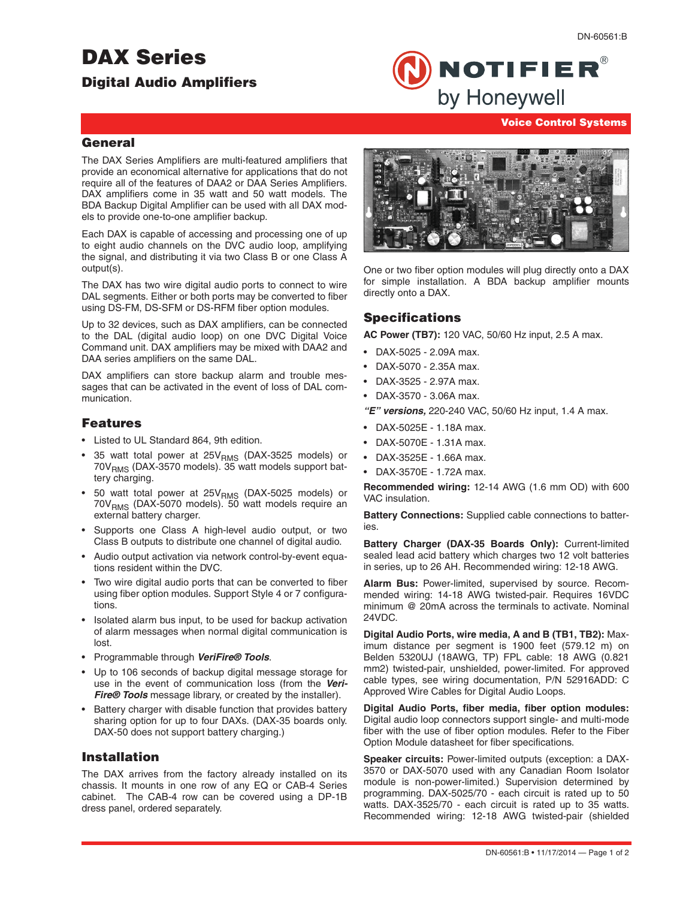DN-60561:B

# DAX Series

## Digital Audio Amplifiers

Voice Control Systems

## General

The DAX Series Amplifiers are multi-featured amplifiers that provide an economical alternative for applications that do not require all of the features of DAA2 or DAA Series Amplifiers. DAX amplifiers come in 35 watt and 50 watt models. The BDA Backup Digital Amplifier can be used with all DAX models to provide one-to-one amplifier backup.

Each DAX is capable of accessing and processing one of up to eight audio channels on the DVC audio loop, amplifying the signal, and distributing it via two Class B or one Class A output(s).

The DAX has two wire digital audio ports to connect to wire DAL segments. Either or both ports may be converted to fiber using DS-FM, DS-SFM or DS-RFM fiber option modules.

Up to 32 devices, such as DAX amplifiers, can be connected to the DAL (digital audio loop) on one DVC Digital Voice Command unit. DAX amplifiers may be mixed with DAA2 and DAA series amplifiers on the same DAL.

DAX amplifiers can store backup alarm and trouble messages that can be activated in the event of loss of DAL communication.

## Features

- Listed to UL Standard 864, 9th edition.
- 35 watt total power at $25V_{RMS}$ (DAX-3525 models) or $70V_{RMS}$ (DAX-3570 models). 35 watt models support battery charging.
- 50 watt total power at $25V_{RMS}$ (DAX-5025 models) or $70V_{RMS}$ (DAX-5070 models). 50 watt models require an external battery charger.
- Supports one Class A high-level audio output, or two Class B outputs to distribute one channel of digital audio.
- Audio output activation via network control-by-event equations resident within the DVC.
- Two wire digital audio ports that can be converted to fiber using fiber option modules. Support Style 4 or 7 configurations.
- Isolated alarm bus input, to be used for backup activation of alarm messages when normal digital communication is lost.
- Programmable through ***VeriFire® Tools***.
- Up to 106 seconds of backup digital message storage for use in the event of communication loss (from the ***VeriFire® Tools*** message library, or created by the installer).
- Battery charger with disable function that provides battery sharing option for up to four DAXs. (DAX-35 boards only. DAX-50 does not support battery charging.)

## Installation

The DAX arrives from the factory already installed on its chassis. It mounts in one row of any EQ or CAB-4 Series cabinet. The CAB-4 row can be covered using a DP-1B dress panel, ordered separately.

One or two fiber option modules will plug directly onto a DAX for simple installation. A BDA backup amplifier mounts directly onto a DAX.

## Specifications

**AC Power (TB7):** 120 VAC, 50/60 Hz input, 2.5 A max.

- DAX-5025 - 2.09A max.
- DAX-5070 - 2.35A max.
- DAX-3525 - 2.97A max.
- DAX-3570 - 3.06A max.

***"E" versions,*** 220-240 VAC, 50/60 Hz input, 1.4 A max.

- DAX-5025E - 1.18A max.
- DAX-5070E - 1.31A max.
- DAX-3525E - 1.66A max.
- DAX-3570E - 1.72A max.

**Recommended wiring:** 12-14 AWG (1.6 mm OD) with 600 VAC insulation.

**Battery Connections:** Supplied cable connections to batteries.

**Battery Charger (DAX-35 Boards Only):** Current-limited sealed lead acid battery which charges two 12 volt batteries in series, up to 26 AH. Recommended wiring: 12-18 AWG.

**Alarm Bus:** Power-limited, supervised by source. Recommended wiring: 14-18 AWG twisted-pair. Requires 16VDC minimum @ 20mA across the terminals to activate. Nominal 24VDC.

**Digital Audio Ports, wire media, A and B (TB1, TB2):** Maximum distance per segment is 1900 feet (579.12 m) on Belden 5320UJ (18AWG, TP) FPL cable: 18 AWG (0.821 mm2) twisted-pair, unshielded, power-limited. For approved cable types, see wiring documentation, P/N 52916ADD: C Approved Wire Cables for Digital Audio Loops.

**Digital Audio Ports, fiber media, fiber option modules:** Digital audio loop connectors support single- and multi-mode fiber with the use of fiber option modules. Refer to the Fiber Option Module datasheet for fiber specifications.

**Speaker circuits:** Power-limited outputs (exception: a DAX-3570 or DAX-5070 used with any Canadian Room Isolator module is non-power-limited.) Supervision determined by programming. DAX-5025/70 - each circuit is rated up to 50 watts. DAX-3525/70 - each circuit is rated up to 35 watts. Recommended wiring: 12-18 AWG twisted-pair (shielded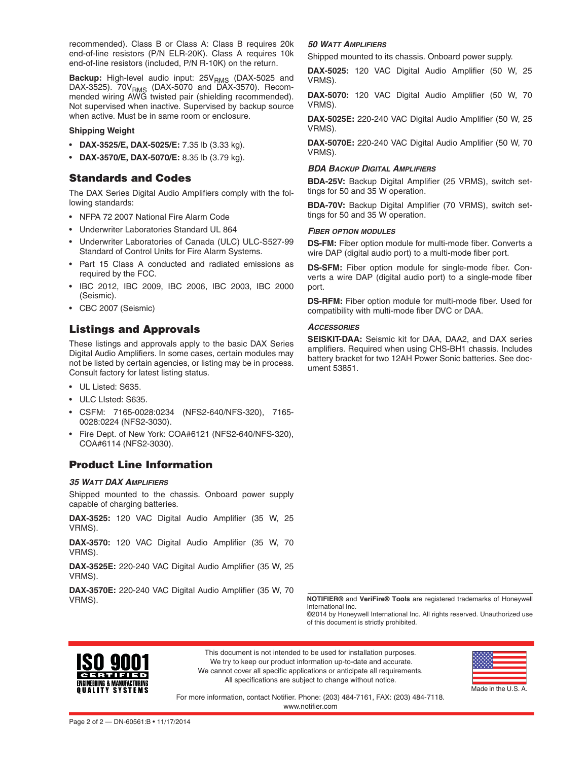recommended). Class B or Class A: Class B requires 20k end-of-line resistors (P/N ELR-20K). Class A requires 10k end-of-line resistors (included, P/N R-10K) on the return.

**Backup:** High-level audio input: $25V_{RMS}$ (DAX-5025 and DAX-3525). $70V_{RMS}$ (DAX-5070 and DAX-3570). Recommended wiring AWG twisted pair (shielding recommended). Not supervised when inactive. Supervised by backup source when active. Must be in same room or enclosure.

**Shipping Weight**

- **DAX-3525/E, DAX-5025/E:** 7.35 lb (3.33 kg).
- **DAX-3570/E, DAX-5070/E:** 8.35 lb (3.79 kg).

## Standards and Codes

The DAX Series Digital Audio Amplifiers comply with the following standards:

- NFPA 72 2007 National Fire Alarm Code
- Underwriter Laboratories Standard UL 864
- Underwriter Laboratories of Canada (ULC) ULC-S527-99 Standard of Control Units for Fire Alarm Systems.
- Part 15 Class A conducted and radiated emissions as required by the FCC.
- IBC 2012, IBC 2009, IBC 2006, IBC 2003, IBC 2000 (Seismic).
- CBC 2007 (Seismic)

## Listings and Approvals

These listings and approvals apply to the basic DAX Series Digital Audio Amplifiers. In some cases, certain modules may not be listed by certain agencies, or listing may be in process. Consult factory for latest listing status.

- UL Listed: S635.
- ULC LIsted: S635.
- CSFM: 7165-0028:0234 (NFS2-640/NFS-320), 7165-0028:0224 (NFS2-3030).
- Fire Dept. of New York: COA#6121 (NFS2-640/NFS-320), COA#6114 (NFS2-3030).

## Product Line Information

### *35 Watt DAX Amplifiers*

Shipped mounted to the chassis. Onboard power supply capable of charging batteries.

**DAX-3525:** 120 VAC Digital Audio Amplifier (35 W, 25 VRMS).

**DAX-3570:** 120 VAC Digital Audio Amplifier (35 W, 70 VRMS).

**DAX-3525E:** 220-240 VAC Digital Audio Amplifier (35 W, 25 VRMS).

**DAX-3570E:** 220-240 VAC Digital Audio Amplifier (35 W, 70 VRMS).

### *50 Watt Amplifiers*

Shipped mounted to its chassis. Onboard power supply.

**DAX-5025:** 120 VAC Digital Audio Amplifier (50 W, 25 VRMS).

**DAX-5070:** 120 VAC Digital Audio Amplifier (50 W, 70 VRMS).

**DAX-5025E:** 220-240 VAC Digital Audio Amplifier (50 W, 25 VRMS).

**DAX-5070E:** 220-240 VAC Digital Audio Amplifier (50 W, 70 VRMS).

### *BDA Backup Digital Amplifiers*

**BDA-25V:** Backup Digital Amplifier (25 VRMS), switch settings for 50 and 35 W operation.

**BDA-70V:** Backup Digital Amplifier (70 VRMS), switch settings for 50 and 35 W operation.

### *Fiber option modules*

**DS-FM:** Fiber option module for multi-mode fiber. Converts a wire DAP (digital audio port) to a multi-mode fiber port.

**DS-SFM:** Fiber option module for single-mode fiber. Converts a wire DAP (digital audio port) to a single-mode fiber port.

**DS-RFM:** Fiber option module for multi-mode fiber. Used for compatibility with multi-mode fiber DVC or DAA.

### *Accessories*

**SEISKIT-DAA:** Seismic kit for DAA, DAA2, and DAX series amplifiers. Required when using CHS-BH1 chassis. Includes battery bracket for two 12AH Power Sonic batteries. See document 53851.

**NOTIFIER®** and **VeriFire® Tools** are registered trademarks of Honeywell International Inc.
©2014 by Honeywell International Inc. All rights reserved. Unauthorized use of this document is strictly prohibited.

ISO 9001 CERTIFIED ENGINEERING & MANUFACTURING QUALITY SYSTEMS

This document is not intended to be used for installation purposes.
We try to keep our product information up-to-date and accurate.
We cannot cover all specific applications or anticipate all requirements.
All specifications are subject to change without notice.

Made in the U.S. A.

For more information, contact Notifier. Phone: (203) 484-7161, FAX: (203) 484-7118.
www.notifier.com